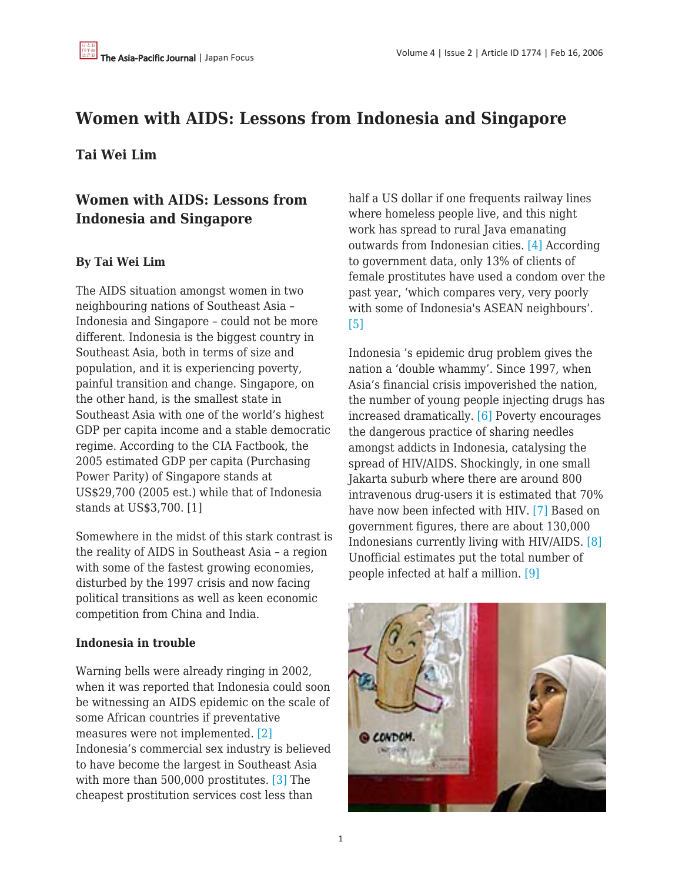# Women with AIDS: Lessons from Indonesia and Singapore

**Tai Wei Lim**

## Women with AIDS: Lessons from Indonesia and Singapore

**By Tai Wei Lim**

The AIDS situation amongst women in two neighbouring nations of Southeast Asia – Indonesia and Singapore – could not be more different. Indonesia is the biggest country in Southeast Asia, both in terms of size and population, and it is experiencing poverty, painful transition and change. Singapore, on the other hand, is the smallest state in Southeast Asia with one of the world's highest GDP per capita income and a stable democratic regime. According to the CIA Factbook, the 2005 estimated GDP per capita (Purchasing Power Parity) of Singapore stands at US$29,700 (2005 est.) while that of Indonesia stands at US$3,700. [1]

Somewhere in the midst of this stark contrast is the reality of AIDS in Southeast Asia – a region with some of the fastest growing economies, disturbed by the 1997 crisis and now facing political transitions as well as keen economic competition from China and India.

**Indonesia in trouble**

Warning bells were already ringing in 2002, when it was reported that Indonesia could soon be witnessing an AIDS epidemic on the scale of some African countries if preventative measures were not implemented. [2] Indonesia's commercial sex industry is believed to have become the largest in Southeast Asia with more than 500,000 prostitutes. [3] The cheapest prostitution services cost less than half a US dollar if one frequents railway lines where homeless people live, and this night work has spread to rural Java emanating outwards from Indonesian cities. [4] According to government data, only 13% of clients of female prostitutes have used a condom over the past year, 'which compares very, very poorly with some of Indonesia's ASEAN neighbours'. [5]

Indonesia 's epidemic drug problem gives the nation a 'double whammy'. Since 1997, when Asia's financial crisis impoverished the nation, the number of young people injecting drugs has increased dramatically. [6] Poverty encourages the dangerous practice of sharing needles amongst addicts in Indonesia, catalysing the spread of HIV/AIDS. Shockingly, in one small Jakarta suburb where there are around 800 intravenous drug-users it is estimated that 70% have now been infected with HIV. [7] Based on government figures, there are about 130,000 Indonesians currently living with HIV/AIDS. [8] Unofficial estimates put the total number of people infected at half a million. [9]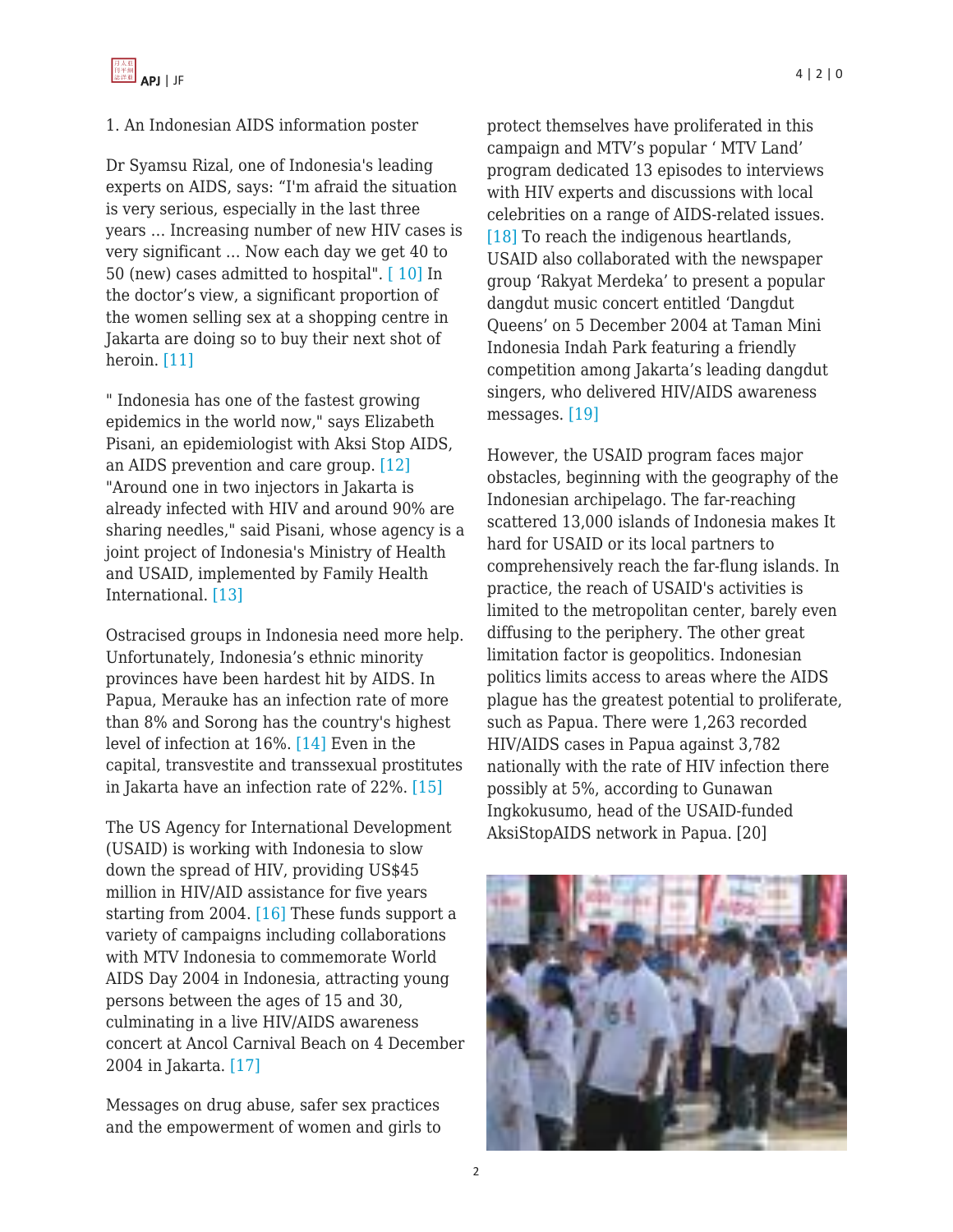1. An Indonesian AIDS information poster

Dr Syamsu Rizal, one of Indonesia's leading experts on AIDS, says: "I'm afraid the situation is very serious, especially in the last three years ... Increasing number of new HIV cases is very significant ... Now each day we get 40 to 50 (new) cases admitted to hospital". [ 10] In the doctor's view, a significant proportion of the women selling sex at a shopping centre in Jakarta are doing so to buy their next shot of heroin. [11]

" Indonesia has one of the fastest growing epidemics in the world now," says Elizabeth Pisani, an epidemiologist with Aksi Stop AIDS, an AIDS prevention and care group. [12] "Around one in two injectors in Jakarta is already infected with HIV and around 90% are sharing needles," said Pisani, whose agency is a joint project of Indonesia's Ministry of Health and USAID, implemented by Family Health International. [13]

Ostracised groups in Indonesia need more help. Unfortunately, Indonesia's ethnic minority provinces have been hardest hit by AIDS. In Papua, Merauke has an infection rate of more than 8% and Sorong has the country's highest level of infection at 16%. [14] Even in the capital, transvestite and transsexual prostitutes in Jakarta have an infection rate of 22%. [15]

The US Agency for International Development (USAID) is working with Indonesia to slow down the spread of HIV, providing US$45 million in HIV/AID assistance for five years starting from 2004. [16] These funds support a variety of campaigns including collaborations with MTV Indonesia to commemorate World AIDS Day 2004 in Indonesia, attracting young persons between the ages of 15 and 30, culminating in a live HIV/AIDS awareness concert at Ancol Carnival Beach on 4 December 2004 in Jakarta. [17]

Messages on drug abuse, safer sex practices and the empowerment of women and girls to protect themselves have proliferated in this campaign and MTV's popular ' MTV Land' program dedicated 13 episodes to interviews with HIV experts and discussions with local celebrities on a range of AIDS-related issues. [18] To reach the indigenous heartlands, USAID also collaborated with the newspaper group 'Rakyat Merdeka' to present a popular dangdut music concert entitled 'Dangdut Queens' on 5 December 2004 at Taman Mini Indonesia Indah Park featuring a friendly competition among Jakarta's leading dangdut singers, who delivered HIV/AIDS awareness messages. [19]

However, the USAID program faces major obstacles, beginning with the geography of the Indonesian archipelago. The far-reaching scattered 13,000 islands of Indonesia makes It hard for USAID or its local partners to comprehensively reach the far-flung islands. In practice, the reach of USAID's activities is limited to the metropolitan center, barely even diffusing to the periphery. The other great limitation factor is geopolitics. Indonesian politics limits access to areas where the AIDS plague has the greatest potential to proliferate, such as Papua. There were 1,263 recorded HIV/AIDS cases in Papua against 3,782 nationally with the rate of HIV infection there possibly at 5%, according to Gunawan Ingkokusumo, head of the USAID-funded AksiStopAIDS network in Papua. [20]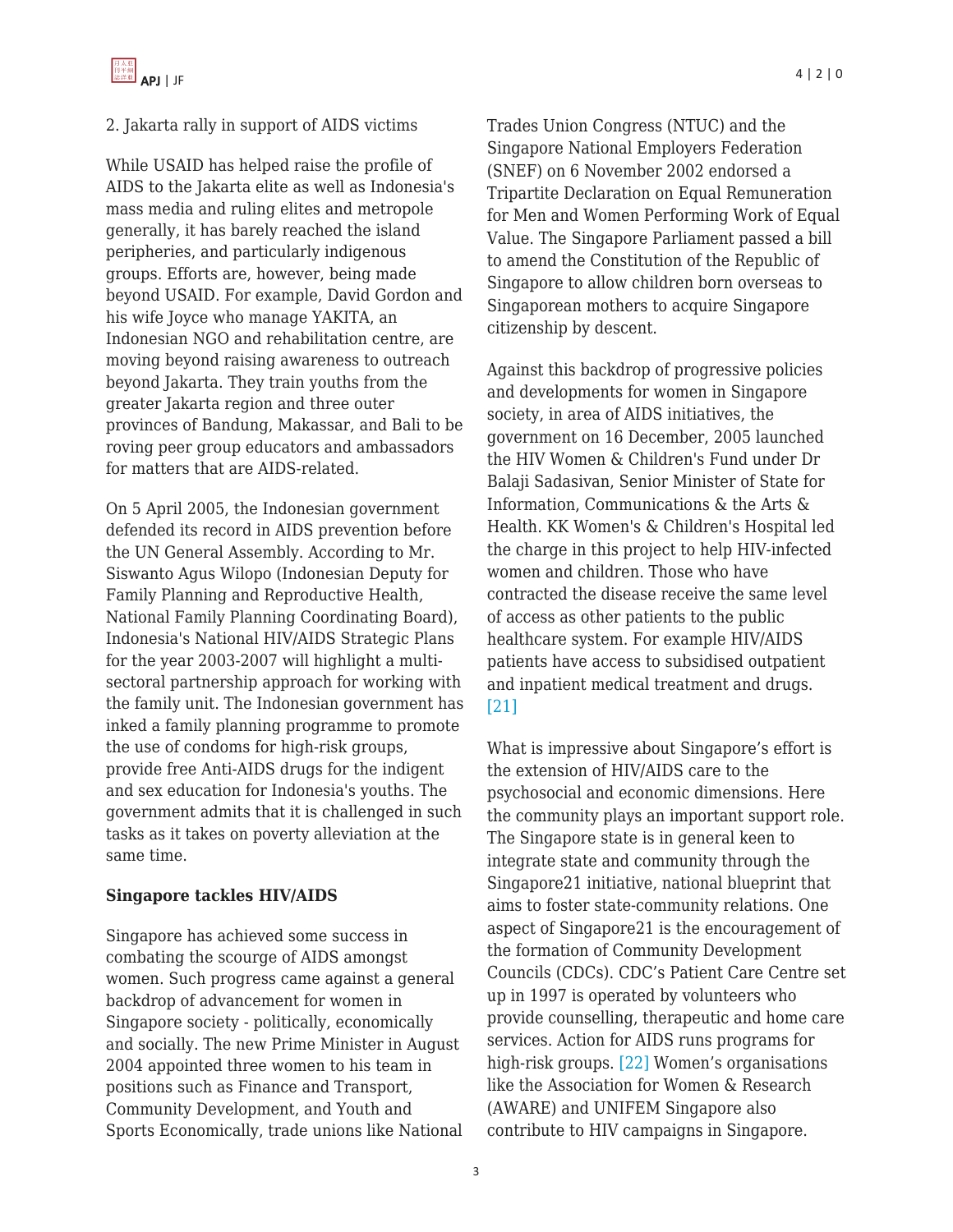2. Jakarta rally in support of AIDS victims

While USAID has helped raise the profile of AIDS to the Jakarta elite as well as Indonesia's mass media and ruling elites and metropole generally, it has barely reached the island peripheries, and particularly indigenous groups. Efforts are, however, being made beyond USAID. For example, David Gordon and his wife Joyce who manage YAKITA, an Indonesian NGO and rehabilitation centre, are moving beyond raising awareness to outreach beyond Jakarta. They train youths from the greater Jakarta region and three outer provinces of Bandung, Makassar, and Bali to be roving peer group educators and ambassadors for matters that are AIDS-related.

On 5 April 2005, the Indonesian government defended its record in AIDS prevention before the UN General Assembly. According to Mr. Siswanto Agus Wilopo (Indonesian Deputy for Family Planning and Reproductive Health, National Family Planning Coordinating Board), Indonesia's National HIV/AIDS Strategic Plans for the year 2003-2007 will highlight a multi-sectoral partnership approach for working with the family unit. The Indonesian government has inked a family planning programme to promote the use of condoms for high-risk groups, provide free Anti-AIDS drugs for the indigent and sex education for Indonesia's youths. The government admits that it is challenged in such tasks as it takes on poverty alleviation at the same time.

**Singapore tackles HIV/AIDS**

Singapore has achieved some success in combating the scourge of AIDS amongst women. Such progress came against a general backdrop of advancement for women in Singapore society - politically, economically and socially. The new Prime Minister in August 2004 appointed three women to his team in positions such as Finance and Transport, Community Development, and Youth and Sports Economically, trade unions like National Trades Union Congress (NTUC) and the Singapore National Employers Federation (SNEF) on 6 November 2002 endorsed a Tripartite Declaration on Equal Remuneration for Men and Women Performing Work of Equal Value. The Singapore Parliament passed a bill to amend the Constitution of the Republic of Singapore to allow children born overseas to Singaporean mothers to acquire Singapore citizenship by descent.

Against this backdrop of progressive policies and developments for women in Singapore society, in area of AIDS initiatives, the government on 16 December, 2005 launched the HIV Women & Children's Fund under Dr Balaji Sadasivan, Senior Minister of State for Information, Communications & the Arts & Health. KK Women's & Children's Hospital led the charge in this project to help HIV-infected women and children. Those who have contracted the disease receive the same level of access as other patients to the public healthcare system. For example HIV/AIDS patients have access to subsidised outpatient and inpatient medical treatment and drugs. [21]

What is impressive about Singapore's effort is the extension of HIV/AIDS care to the psychosocial and economic dimensions. Here the community plays an important support role. The Singapore state is in general keen to integrate state and community through the Singapore21 initiative, national blueprint that aims to foster state-community relations. One aspect of Singapore21 is the encouragement of the formation of Community Development Councils (CDCs). CDC's Patient Care Centre set up in 1997 is operated by volunteers who provide counselling, therapeutic and home care services. Action for AIDS runs programs for high-risk groups. [22] Women's organisations like the Association for Women & Research (AWARE) and UNIFEM Singapore also contribute to HIV campaigns in Singapore.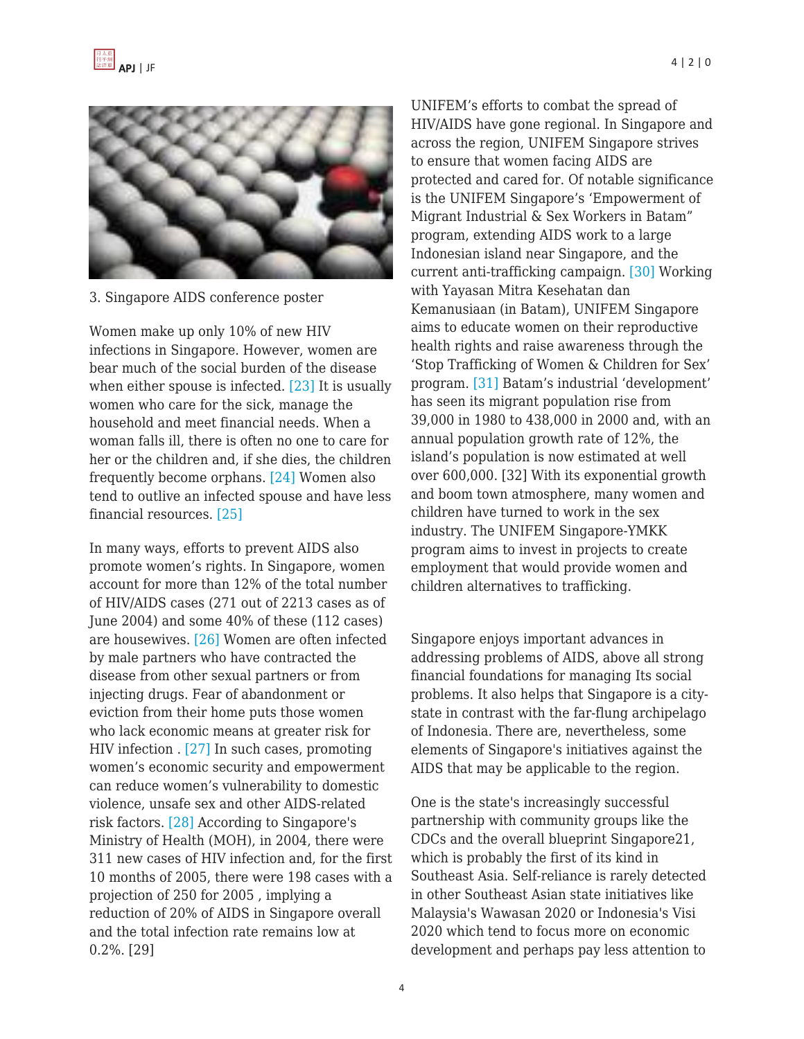3. Singapore AIDS conference poster

Women make up only 10% of new HIV infections in Singapore. However, women are bear much of the social burden of the disease when either spouse is infected. [23] It is usually women who care for the sick, manage the household and meet financial needs. When a woman falls ill, there is often no one to care for her or the children and, if she dies, the children frequently become orphans. [24] Women also tend to outlive an infected spouse and have less financial resources. [25]

In many ways, efforts to prevent AIDS also promote women's rights. In Singapore, women account for more than 12% of the total number of HIV/AIDS cases (271 out of 2213 cases as of June 2004) and some 40% of these (112 cases) are housewives. [26] Women are often infected by male partners who have contracted the disease from other sexual partners or from injecting drugs. Fear of abandonment or eviction from their home puts those women who lack economic means at greater risk for HIV infection . [27] In such cases, promoting women's economic security and empowerment can reduce women's vulnerability to domestic violence, unsafe sex and other AIDS-related risk factors. [28] According to Singapore's Ministry of Health (MOH), in 2004, there were 311 new cases of HIV infection and, for the first 10 months of 2005, there were 198 cases with a projection of 250 for 2005 , implying a reduction of 20% of AIDS in Singapore overall and the total infection rate remains low at 0.2%. [29]

UNIFEM's efforts to combat the spread of HIV/AIDS have gone regional. In Singapore and across the region, UNIFEM Singapore strives to ensure that women facing AIDS are protected and cared for. Of notable significance is the UNIFEM Singapore's 'Empowerment of Migrant Industrial & Sex Workers in Batam" program, extending AIDS work to a large Indonesian island near Singapore, and the current anti-trafficking campaign. [30] Working with Yayasan Mitra Kesehatan dan Kemanusiaan (in Batam), UNIFEM Singapore aims to educate women on their reproductive health rights and raise awareness through the 'Stop Trafficking of Women & Children for Sex' program. [31] Batam's industrial 'development' has seen its migrant population rise from 39,000 in 1980 to 438,000 in 2000 and, with an annual population growth rate of 12%, the island's population is now estimated at well over 600,000. [32] With its exponential growth and boom town atmosphere, many women and children have turned to work in the sex industry. The UNIFEM Singapore-YMKK program aims to invest in projects to create employment that would provide women and children alternatives to trafficking.

Singapore enjoys important advances in addressing problems of AIDS, above all strong financial foundations for managing Its social problems. It also helps that Singapore is a city-state in contrast with the far-flung archipelago of Indonesia. There are, nevertheless, some elements of Singapore's initiatives against the AIDS that may be applicable to the region.

One is the state's increasingly successful partnership with community groups like the CDCs and the overall blueprint Singapore21, which is probably the first of its kind in Southeast Asia. Self-reliance is rarely detected in other Southeast Asian state initiatives like Malaysia's Wawasan 2020 or Indonesia's Visi 2020 which tend to focus more on economic development and perhaps pay less attention to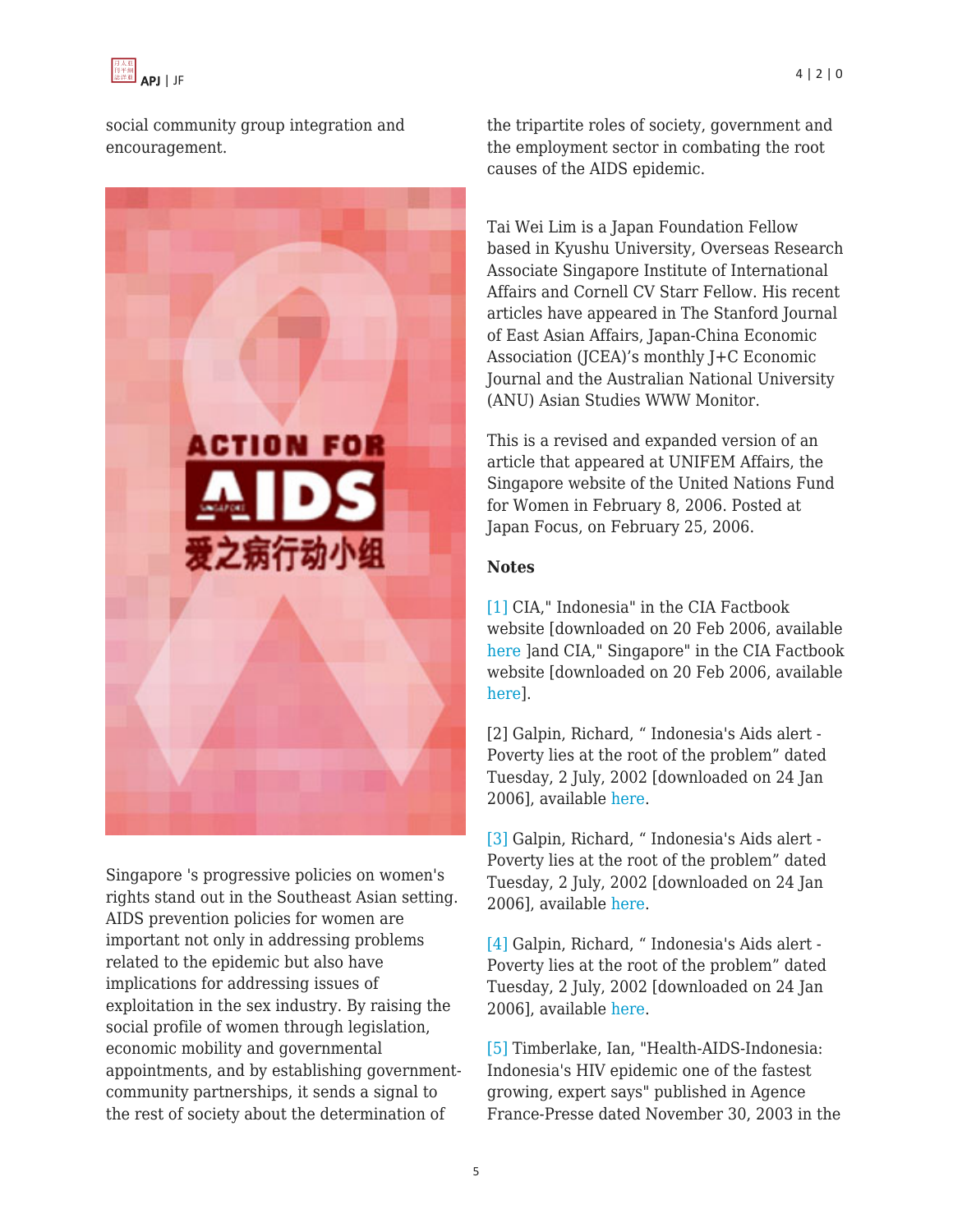social community group integration and encouragement.

Singapore 's progressive policies on women's rights stand out in the Southeast Asian setting. AIDS prevention policies for women are important not only in addressing problems related to the epidemic but also have implications for addressing issues of exploitation in the sex industry. By raising the social profile of women through legislation, economic mobility and governmental appointments, and by establishing government-community partnerships, it sends a signal to the rest of society about the determination of the tripartite roles of society, government and the employment sector in combating the root causes of the AIDS epidemic.

Tai Wei Lim is a Japan Foundation Fellow based in Kyushu University, Overseas Research Associate Singapore Institute of International Affairs and Cornell CV Starr Fellow. His recent articles have appeared in The Stanford Journal of East Asian Affairs, Japan-China Economic Association (JCEA)'s monthly J+C Economic Journal and the Australian National University (ANU) Asian Studies WWW Monitor.

This is a revised and expanded version of an article that appeared at UNIFEM Affairs, the Singapore website of the United Nations Fund for Women in February 8, 2006. Posted at Japan Focus, on February 25, 2006.

**Notes**

[1] CIA," Indonesia" in the CIA Factbook website [downloaded on 20 Feb 2006, available here ]and CIA," Singapore" in the CIA Factbook website [downloaded on 20 Feb 2006, available here].

[2] Galpin, Richard, " Indonesia's Aids alert - Poverty lies at the root of the problem" dated Tuesday, 2 July, 2002 [downloaded on 24 Jan 2006], available here.

[3] Galpin, Richard, " Indonesia's Aids alert - Poverty lies at the root of the problem" dated Tuesday, 2 July, 2002 [downloaded on 24 Jan 2006], available here.

[4] Galpin, Richard, " Indonesia's Aids alert - Poverty lies at the root of the problem" dated Tuesday, 2 July, 2002 [downloaded on 24 Jan 2006], available here.

[5] Timberlake, Ian, "Health-AIDS-Indonesia: Indonesia's HIV epidemic one of the fastest growing, expert says" published in Agence France-Presse dated November 30, 2003 in the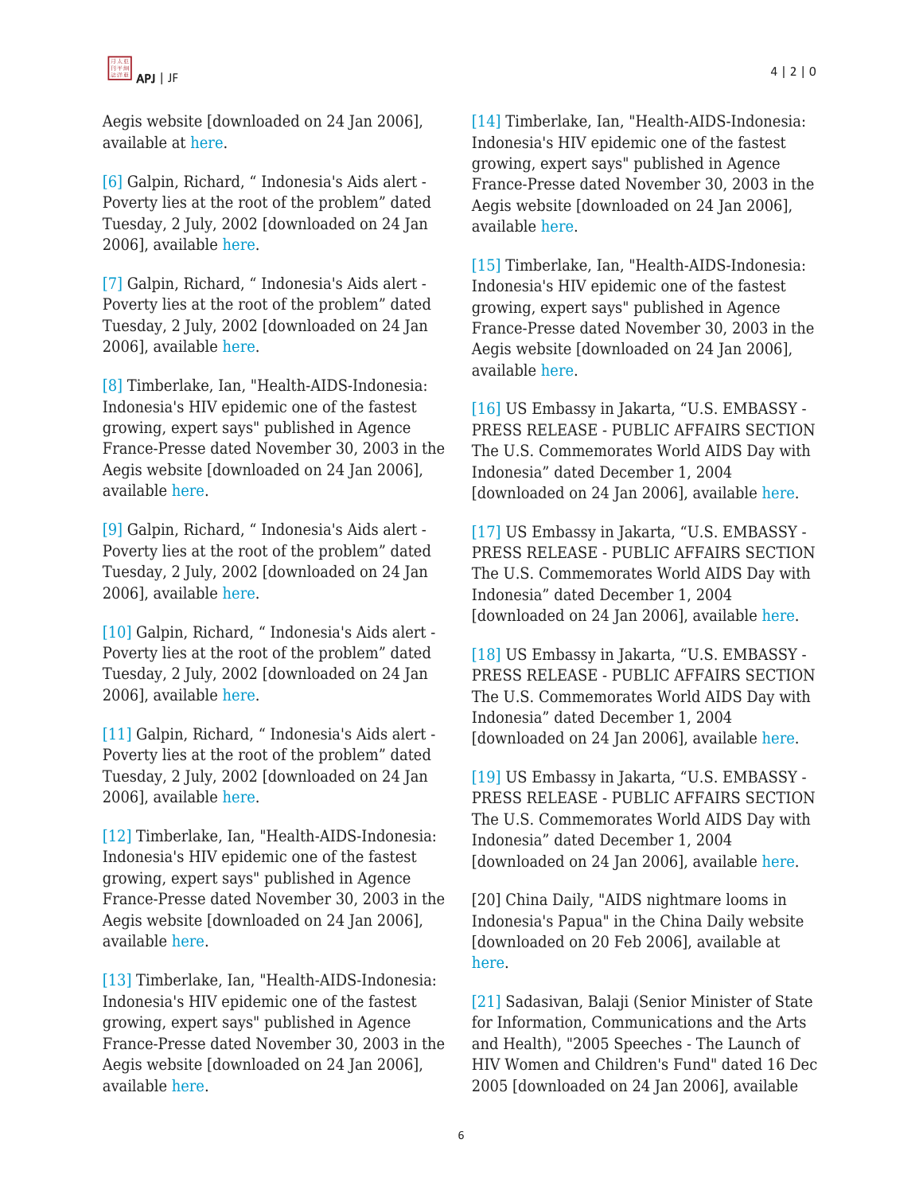Aegis website [downloaded on 24 Jan 2006], available at here.

[6] Galpin, Richard, " Indonesia's Aids alert - Poverty lies at the root of the problem" dated Tuesday, 2 July, 2002 [downloaded on 24 Jan 2006], available here.

[7] Galpin, Richard, " Indonesia's Aids alert - Poverty lies at the root of the problem" dated Tuesday, 2 July, 2002 [downloaded on 24 Jan 2006], available here.

[8] Timberlake, Ian, "Health-AIDS-Indonesia: Indonesia's HIV epidemic one of the fastest growing, expert says" published in Agence France-Presse dated November 30, 2003 in the Aegis website [downloaded on 24 Jan 2006], available here.

[9] Galpin, Richard, " Indonesia's Aids alert - Poverty lies at the root of the problem" dated Tuesday, 2 July, 2002 [downloaded on 24 Jan 2006], available here.

[10] Galpin, Richard, " Indonesia's Aids alert - Poverty lies at the root of the problem" dated Tuesday, 2 July, 2002 [downloaded on 24 Jan 2006], available here.

[11] Galpin, Richard, " Indonesia's Aids alert - Poverty lies at the root of the problem" dated Tuesday, 2 July, 2002 [downloaded on 24 Jan 2006], available here.

[12] Timberlake, Ian, "Health-AIDS-Indonesia: Indonesia's HIV epidemic one of the fastest growing, expert says" published in Agence France-Presse dated November 30, 2003 in the Aegis website [downloaded on 24 Jan 2006], available here.

[13] Timberlake, Ian, "Health-AIDS-Indonesia: Indonesia's HIV epidemic one of the fastest growing, expert says" published in Agence France-Presse dated November 30, 2003 in the Aegis website [downloaded on 24 Jan 2006], available here.

[14] Timberlake, Ian, "Health-AIDS-Indonesia: Indonesia's HIV epidemic one of the fastest growing, expert says" published in Agence France-Presse dated November 30, 2003 in the Aegis website [downloaded on 24 Jan 2006], available here.

[15] Timberlake, Ian, "Health-AIDS-Indonesia: Indonesia's HIV epidemic one of the fastest growing, expert says" published in Agence France-Presse dated November 30, 2003 in the Aegis website [downloaded on 24 Jan 2006], available here.

[16] US Embassy in Jakarta, "U.S. EMBASSY - PRESS RELEASE - PUBLIC AFFAIRS SECTION The U.S. Commemorates World AIDS Day with Indonesia" dated December 1, 2004 [downloaded on 24 Jan 2006], available here.

[17] US Embassy in Jakarta, "U.S. EMBASSY - PRESS RELEASE - PUBLIC AFFAIRS SECTION The U.S. Commemorates World AIDS Day with Indonesia" dated December 1, 2004 [downloaded on 24 Jan 2006], available here.

[18] US Embassy in Jakarta, "U.S. EMBASSY - PRESS RELEASE - PUBLIC AFFAIRS SECTION The U.S. Commemorates World AIDS Day with Indonesia" dated December 1, 2004 [downloaded on 24 Jan 2006], available here.

[19] US Embassy in Jakarta, "U.S. EMBASSY - PRESS RELEASE - PUBLIC AFFAIRS SECTION The U.S. Commemorates World AIDS Day with Indonesia" dated December 1, 2004 [downloaded on 24 Jan 2006], available here.

[20] China Daily, "AIDS nightmare looms in Indonesia's Papua" in the China Daily website [downloaded on 20 Feb 2006], available at here.

[21] Sadasivan, Balaji (Senior Minister of State for Information, Communications and the Arts and Health), "2005 Speeches - The Launch of HIV Women and Children's Fund" dated 16 Dec 2005 [downloaded on 24 Jan 2006], available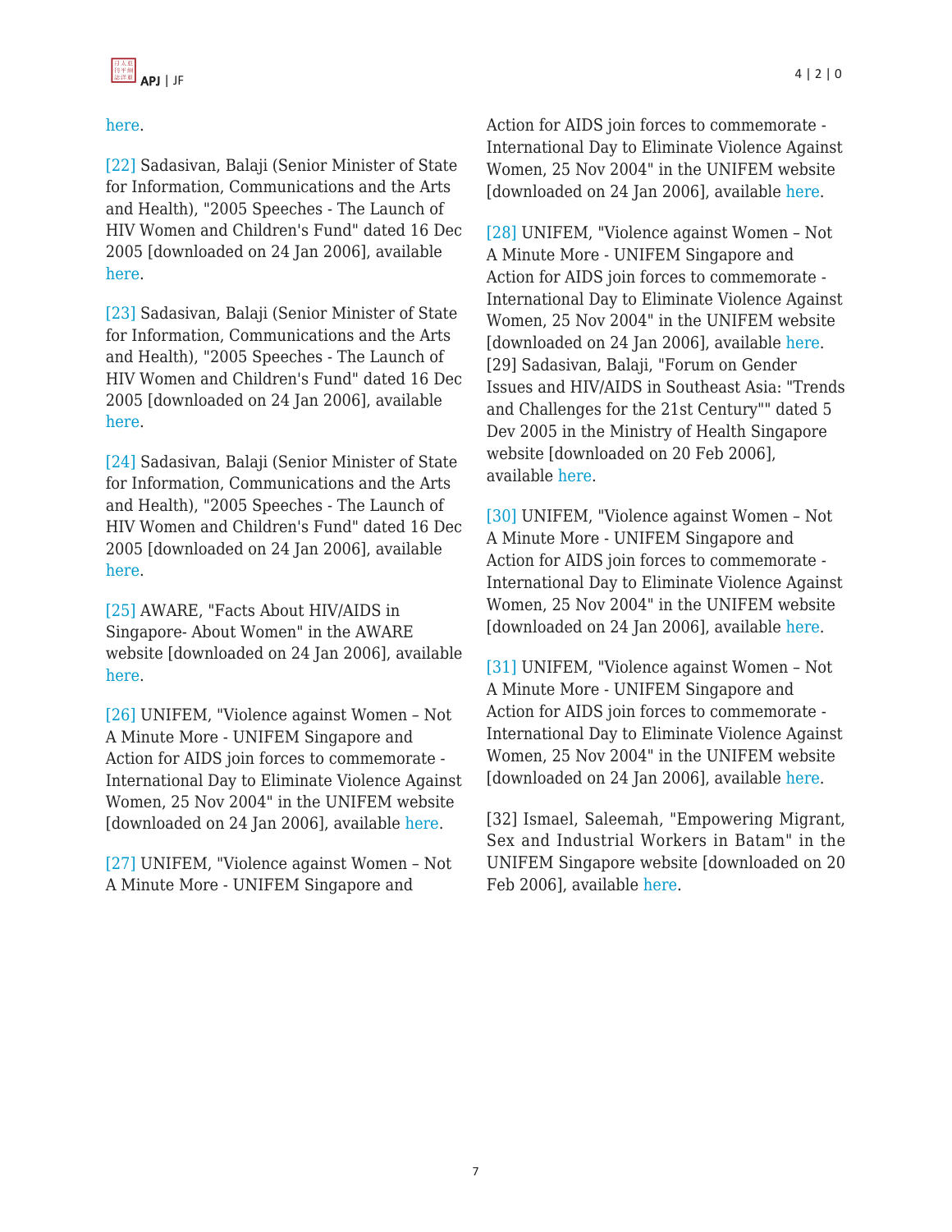here.

[22] Sadasivan, Balaji (Senior Minister of State for Information, Communications and the Arts and Health), "2005 Speeches - The Launch of HIV Women and Children's Fund" dated 16 Dec 2005 [downloaded on 24 Jan 2006], available here.

[23] Sadasivan, Balaji (Senior Minister of State for Information, Communications and the Arts and Health), "2005 Speeches - The Launch of HIV Women and Children's Fund" dated 16 Dec 2005 [downloaded on 24 Jan 2006], available here.

[24] Sadasivan, Balaji (Senior Minister of State for Information, Communications and the Arts and Health), "2005 Speeches - The Launch of HIV Women and Children's Fund" dated 16 Dec 2005 [downloaded on 24 Jan 2006], available here.

[25] AWARE, "Facts About HIV/AIDS in Singapore- About Women" in the AWARE website [downloaded on 24 Jan 2006], available here.

[26] UNIFEM, "Violence against Women – Not A Minute More - UNIFEM Singapore and Action for AIDS join forces to commemorate - International Day to Eliminate Violence Against Women, 25 Nov 2004" in the UNIFEM website [downloaded on 24 Jan 2006], available here.

[27] UNIFEM, "Violence against Women – Not A Minute More - UNIFEM Singapore and Action for AIDS join forces to commemorate - International Day to Eliminate Violence Against Women, 25 Nov 2004" in the UNIFEM website [downloaded on 24 Jan 2006], available here.

[28] UNIFEM, "Violence against Women – Not A Minute More - UNIFEM Singapore and Action for AIDS join forces to commemorate - International Day to Eliminate Violence Against Women, 25 Nov 2004" in the UNIFEM website [downloaded on 24 Jan 2006], available here.
[29] Sadasivan, Balaji, "Forum on Gender Issues and HIV/AIDS in Southeast Asia: "Trends and Challenges for the 21st Century"" dated 5 Dev 2005 in the Ministry of Health Singapore website [downloaded on 20 Feb 2006], available here.

[30] UNIFEM, "Violence against Women – Not A Minute More - UNIFEM Singapore and Action for AIDS join forces to commemorate - International Day to Eliminate Violence Against Women, 25 Nov 2004" in the UNIFEM website [downloaded on 24 Jan 2006], available here.

[31] UNIFEM, "Violence against Women – Not A Minute More - UNIFEM Singapore and Action for AIDS join forces to commemorate - International Day to Eliminate Violence Against Women, 25 Nov 2004" in the UNIFEM website [downloaded on 24 Jan 2006], available here.

[32] Ismael, Saleemah, "Empowering Migrant, Sex and Industrial Workers in Batam" in the UNIFEM Singapore website [downloaded on 20 Feb 2006], available here.